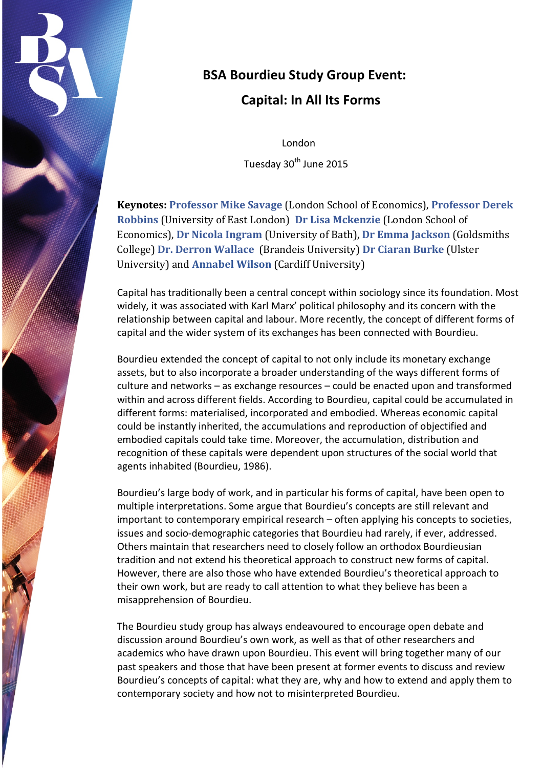# BSA Bourdieu Study Group Event:

# Capital: In All Its Forms

London

Tuesday 30th June 2015

**Keynotes:** **Professor Mike Savage** (London School of Economics), **Professor Derek Robbins** (University of East London) **Dr Lisa Mckenzie** (London School of Economics), **Dr Nicola Ingram** (University of Bath), **Dr Emma Jackson** (Goldsmiths College) **Dr. Derron Wallace** (Brandeis University) **Dr Ciaran Burke** (Ulster University) and **Annabel Wilson** (Cardiff University)

Capital has traditionally been a central concept within sociology since its foundation. Most widely, it was associated with Karl Marx' political philosophy and its concern with the relationship between capital and labour. More recently, the concept of different forms of capital and the wider system of its exchanges has been connected with Bourdieu.

Bourdieu extended the concept of capital to not only include its monetary exchange assets, but to also incorporate a broader understanding of the ways different forms of culture and networks – as exchange resources – could be enacted upon and transformed within and across different fields. According to Bourdieu, capital could be accumulated in different forms: materialised, incorporated and embodied. Whereas economic capital could be instantly inherited, the accumulations and reproduction of objectified and embodied capitals could take time. Moreover, the accumulation, distribution and recognition of these capitals were dependent upon structures of the social world that agents inhabited (Bourdieu, 1986).

Bourdieu's large body of work, and in particular his forms of capital, have been open to multiple interpretations. Some argue that Bourdieu's concepts are still relevant and important to contemporary empirical research – often applying his concepts to societies, issues and socio-demographic categories that Bourdieu had rarely, if ever, addressed. Others maintain that researchers need to closely follow an orthodox Bourdieusian tradition and not extend his theoretical approach to construct new forms of capital. However, there are also those who have extended Bourdieu's theoretical approach to their own work, but are ready to call attention to what they believe has been a misapprehension of Bourdieu.

The Bourdieu study group has always endeavoured to encourage open debate and discussion around Bourdieu's own work, as well as that of other researchers and academics who have drawn upon Bourdieu. This event will bring together many of our past speakers and those that have been present at former events to discuss and review Bourdieu's concepts of capital: what they are, why and how to extend and apply them to contemporary society and how not to misinterpreted Bourdieu.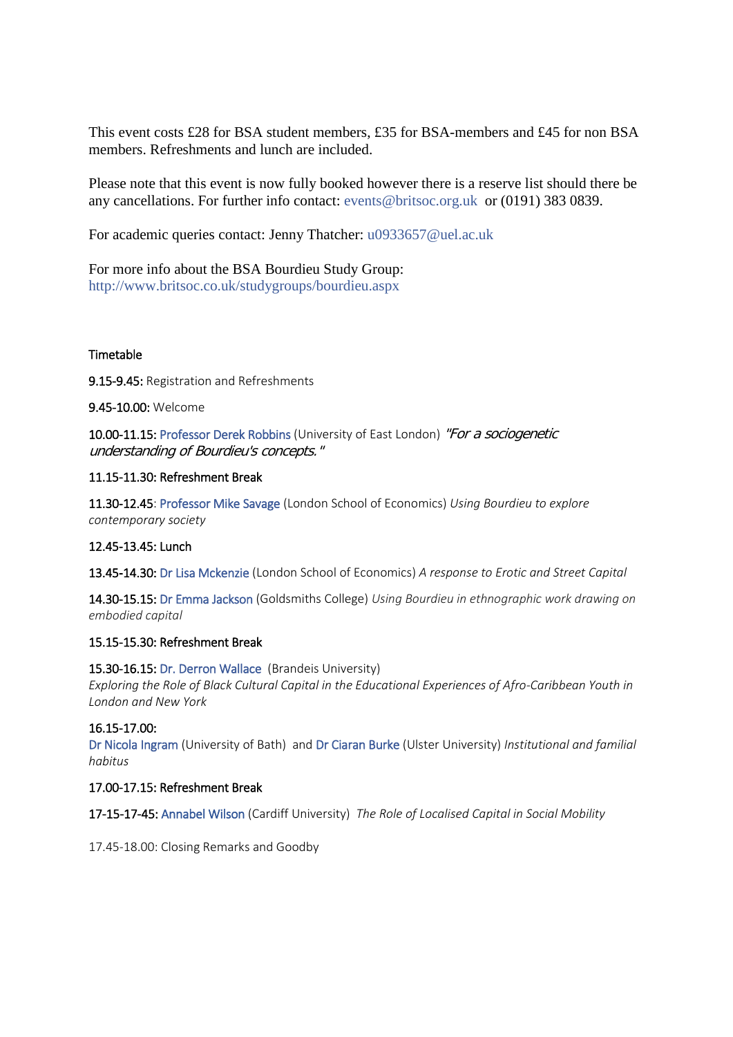This event costs £28 for BSA student members, £35 for BSA-members and £45 for non BSA members. Refreshments and lunch are included.

Please note that this event is now fully booked however there is a reserve list should there be any cancellations. For further info contact: events@britsoc.org.uk or (0191) 383 0839.

For academic queries contact: Jenny Thatcher: u0933657@uel.ac.uk

For more info about the BSA Bourdieu Study Group: http://www.britsoc.co.uk/studygroups/bourdieu.aspx

Timetable

**9.15-9.45:** Registration and Refreshments

**9.45-10.00:** Welcome

**10.00-11.15:** Professor Derek Robbins (University of East London) *"For a sociogenetic understanding of Bourdieu's concepts."*

**11.15-11.30: Refreshment Break**

**11.30-12.45**: Professor Mike Savage (London School of Economics) *Using Bourdieu to explore contemporary society*

**12.45-13.45: Lunch**

**13.45-14.30:** Dr Lisa Mckenzie (London School of Economics) *A response to Erotic and Street Capital*

**14.30-15.15:** Dr Emma Jackson (Goldsmiths College) *Using Bourdieu in ethnographic work drawing on embodied capital*

**15.15-15.30: Refreshment Break**

**15.30-16.15:** Dr. Derron Wallace (Brandeis University)
*Exploring the Role of Black Cultural Capital in the Educational Experiences of Afro-Caribbean Youth in London and New York*

**16.15-17.00:**
Dr Nicola Ingram (University of Bath) and Dr Ciaran Burke (Ulster University) *Institutional and familial habitus*

**17.00-17.15: Refreshment Break**

**17-15-17-45:** Annabel Wilson (Cardiff University) *The Role of Localised Capital in Social Mobility*

17.45-18.00: Closing Remarks and Goodby